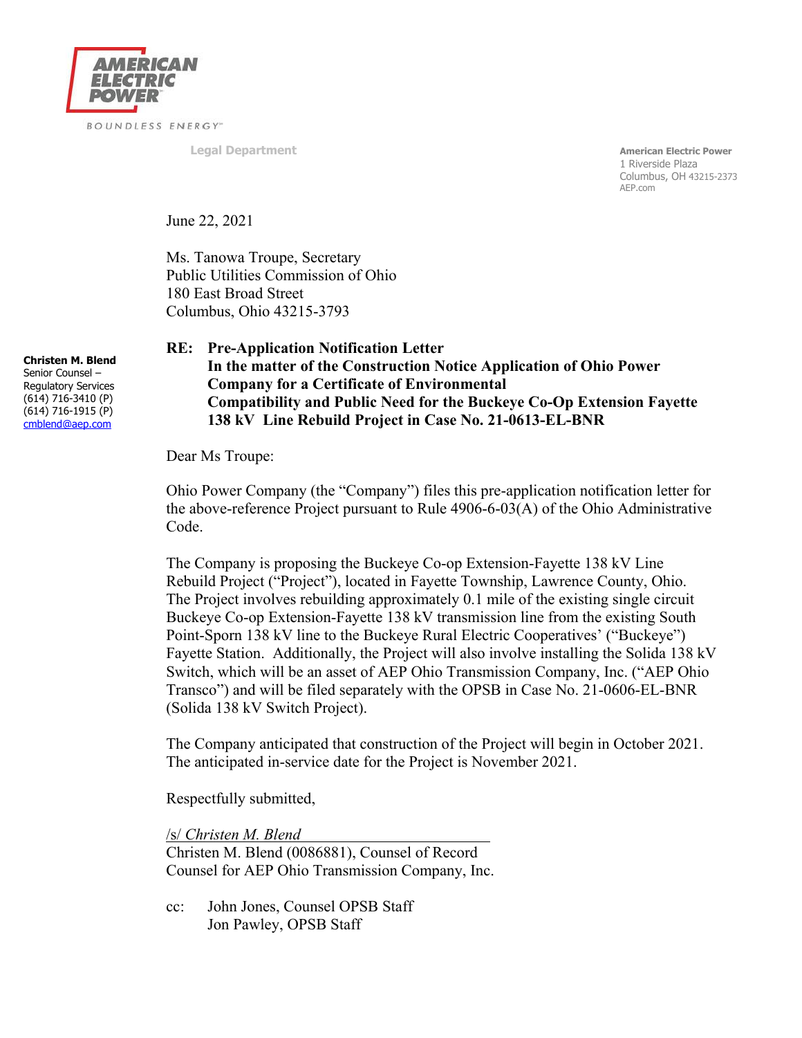AMERICAN ELECTRIC POWER

BOUNDLESS ENERGY™

Legal Department

American Electric Power
1 Riverside Plaza
Columbus, OH 43215-2373
AEP.com

June 22, 2021

Ms. Tanowa Troupe, Secretary
Public Utilities Commission of Ohio
180 East Broad Street
Columbus, Ohio 43215-3793

**Christen M. Blend**
Senior Counsel –
Regulatory Services
(614) 716-3410 (P)
(614) 716-1915 (P)
cmblend@aep.com

**RE: Pre-Application Notification Letter**
**In the matter of the Construction Notice Application of Ohio Power Company for a Certificate of Environmental Compatibility and Public Need for the Buckeye Co-Op Extension Fayette 138 kV Line Rebuild Project in Case No. 21-0613-EL-BNR**

Dear Ms Troupe:

Ohio Power Company (the "Company") files this pre-application notification letter for the above-reference Project pursuant to Rule 4906-6-03(A) of the Ohio Administrative Code.

The Company is proposing the Buckeye Co-op Extension-Fayette 138 kV Line Rebuild Project ("Project"), located in Fayette Township, Lawrence County, Ohio. The Project involves rebuilding approximately 0.1 mile of the existing single circuit Buckeye Co-op Extension-Fayette 138 kV transmission line from the existing South Point-Sporn 138 kV line to the Buckeye Rural Electric Cooperatives' ("Buckeye") Fayette Station. Additionally, the Project will also involve installing the Solida 138 kV Switch, which will be an asset of AEP Ohio Transmission Company, Inc. ("AEP Ohio Transco") and will be filed separately with the OPSB in Case No. 21-0606-EL-BNR (Solida 138 kV Switch Project).

The Company anticipated that construction of the Project will begin in October 2021. The anticipated in-service date for the Project is November 2021.

Respectfully submitted,

*/s/ Christen M. Blend*
Christen M. Blend (0086881), Counsel of Record
Counsel for AEP Ohio Transmission Company, Inc.

cc: John Jones, Counsel OPSB Staff
Jon Pawley, OPSB Staff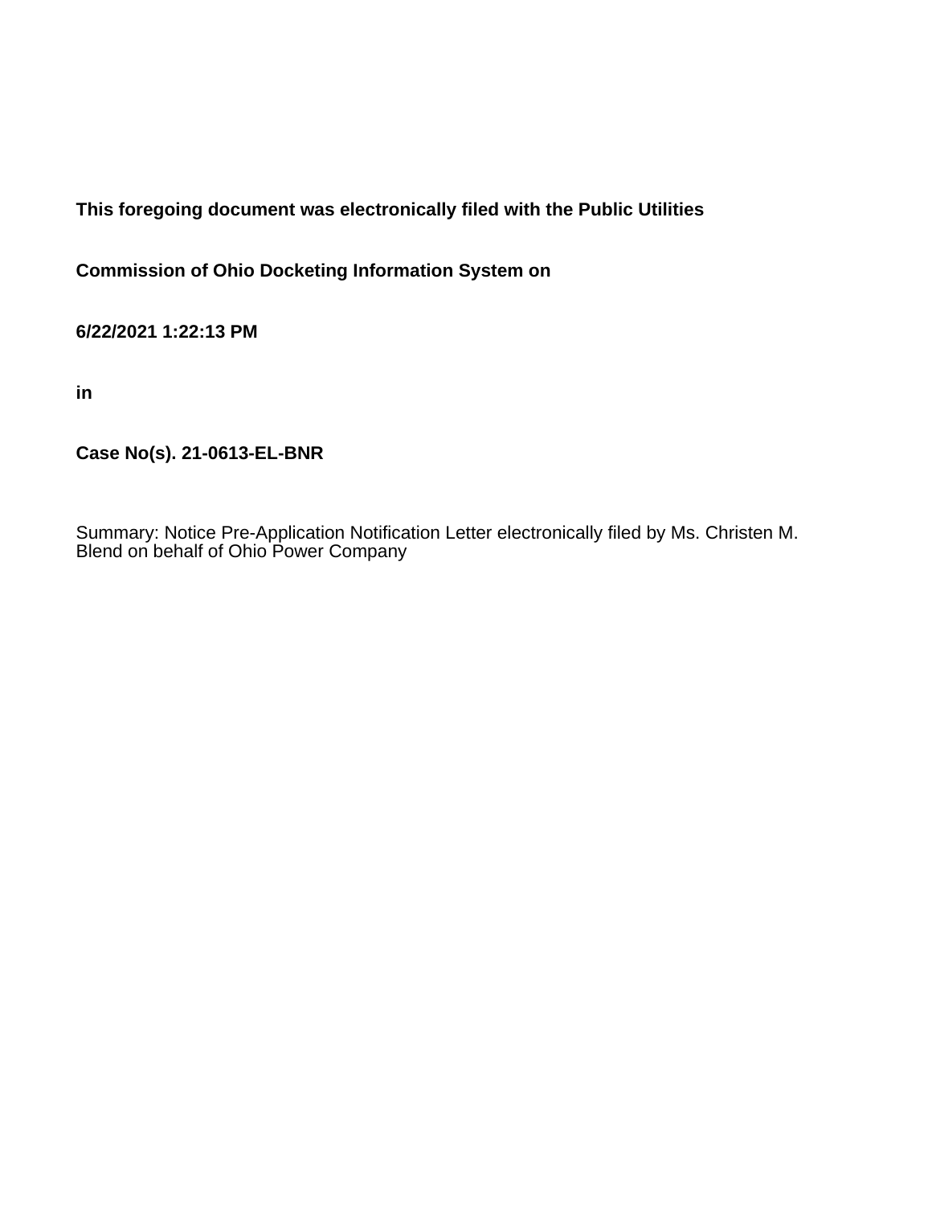**This foregoing document was electronically filed with the Public Utilities**

**Commission of Ohio Docketing Information System on**

**6/22/2021 1:22:13 PM**

**in**

**Case No(s). 21-0613-EL-BNR**

Summary: Notice Pre-Application Notification Letter electronically filed by Ms. Christen M. Blend on behalf of Ohio Power Company